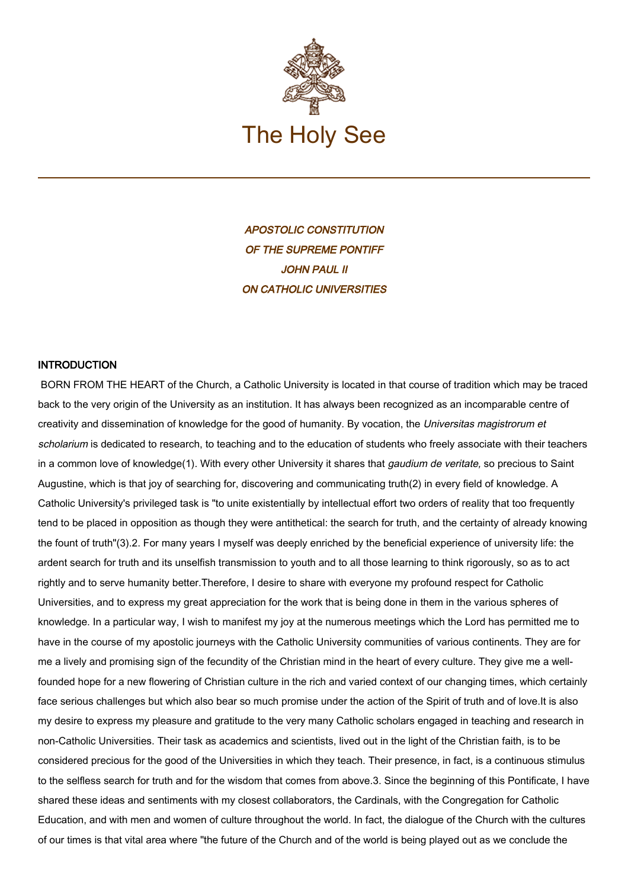# The Holy See

***APOSTOLIC CONSTITUTION***
***OF THE SUPREME PONTIFF***
***JOHN PAUL II***
***ON CATHOLIC UNIVERSITIES***

## INTRODUCTION

BORN FROM THE HEART of the Church, a Catholic University is located in that course of tradition which may be traced back to the very origin of the University as an institution. It has always been recognized as an incomparable centre of creativity and dissemination of knowledge for the good of humanity. By vocation, the *Universitas magistrorum et scholarium* is dedicated to research, to teaching and to the education of students who freely associate with their teachers in a common love of knowledge(1). With every other University it shares that *gaudium de veritate,* so precious to Saint Augustine, which is that joy of searching for, discovering and communicating truth(2) in every field of knowledge. A Catholic University's privileged task is "to unite existentially by intellectual effort two orders of reality that too frequently tend to be placed in opposition as though they were antithetical: the search for truth, and the certainty of already knowing the fount of truth"(3).2. For many years I myself was deeply enriched by the beneficial experience of university life: the ardent search for truth and its unselfish transmission to youth and to all those learning to think rigorously, so as to act rightly and to serve humanity better.Therefore, I desire to share with everyone my profound respect for Catholic Universities, and to express my great appreciation for the work that is being done in them in the various spheres of knowledge. In a particular way, I wish to manifest my joy at the numerous meetings which the Lord has permitted me to have in the course of my apostolic journeys with the Catholic University communities of various continents. They are for me a lively and promising sign of the fecundity of the Christian mind in the heart of every culture. They give me a well-founded hope for a new flowering of Christian culture in the rich and varied context of our changing times, which certainly face serious challenges but which also bear so much promise under the action of the Spirit of truth and of love.It is also my desire to express my pleasure and gratitude to the very many Catholic scholars engaged in teaching and research in non-Catholic Universities. Their task as academics and scientists, lived out in the light of the Christian faith, is to be considered precious for the good of the Universities in which they teach. Their presence, in fact, is a continuous stimulus to the selfless search for truth and for the wisdom that comes from above.3. Since the beginning of this Pontificate, I have shared these ideas and sentiments with my closest collaborators, the Cardinals, with the Congregation for Catholic Education, and with men and women of culture throughout the world. In fact, the dialogue of the Church with the cultures of our times is that vital area where "the future of the Church and of the world is being played out as we conclude the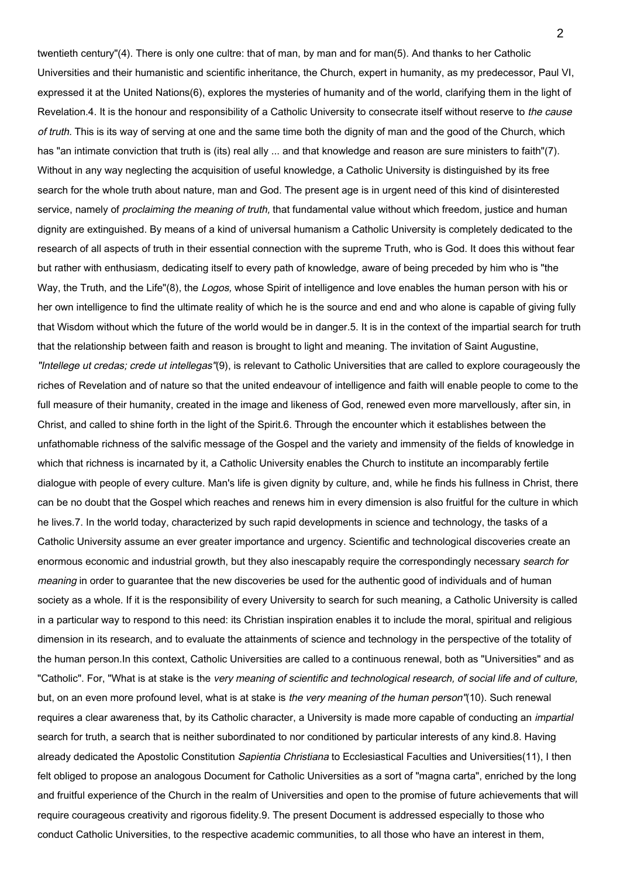twentieth century"(4). There is only one cultre: that of man, by man and for man(5). And thanks to her Catholic Universities and their humanistic and scientific inheritance, the Church, expert in humanity, as my predecessor, Paul VI, expressed it at the United Nations(6), explores the mysteries of humanity and of the world, clarifying them in the light of Revelation.

4. It is the honour and responsibility of a Catholic University to consecrate itself without reserve to *the cause of truth.* This is its way of serving at one and the same time both the dignity of man and the good of the Church, which has "an intimate conviction that truth is (its) real ally ... and that knowledge and reason are sure ministers to faith"(7). Without in any way neglecting the acquisition of useful knowledge, a Catholic University is distinguished by its free search for the whole truth about nature, man and God. The present age is in urgent need of this kind of disinterested service, namely of *proclaiming the meaning of truth,* that fundamental value without which freedom, justice and human dignity are extinguished. By means of a kind of universal humanism a Catholic University is completely dedicated to the research of all aspects of truth in their essential connection with the supreme Truth, who is God. It does this without fear but rather with enthusiasm, dedicating itself to every path of knowledge, aware of being preceded by him who is "the Way, the Truth, and the Life"(8), the *Logos,* whose Spirit of intelligence and love enables the human person with his or her own intelligence to find the ultimate reality of which he is the source and end and who alone is capable of giving fully that Wisdom without which the future of the world would be in danger.

5. It is in the context of the impartial search for truth that the relationship between faith and reason is brought to light and meaning. The invitation of Saint Augustine, *"Intellege ut credas; crede ut intellegas"*(9), is relevant to Catholic Universities that are called to explore courageously the riches of Revelation and of nature so that the united endeavour of intelligence and faith will enable people to come to the full measure of their humanity, created in the image and likeness of God, renewed even more marvellously, after sin, in Christ, and called to shine forth in the light of the Spirit.

6. Through the encounter which it establishes between the unfathomable richness of the salvific message of the Gospel and the variety and immensity of the fields of knowledge in which that richness is incarnated by it, a Catholic University enables the Church to institute an incomparably fertile dialogue with people of every culture. Man's life is given dignity by culture, and, while he finds his fullness in Christ, there can be no doubt that the Gospel which reaches and renews him in every dimension is also fruitful for the culture in which he lives.

7. In the world today, characterized by such rapid developments in science and technology, the tasks of a Catholic University assume an ever greater importance and urgency. Scientific and technological discoveries create an enormous economic and industrial growth, but they also inescapably require the correspondingly necessary *search for meaning* in order to guarantee that the new discoveries be used for the authentic good of individuals and of human society as a whole. If it is the responsibility of every University to search for such meaning, a Catholic University is called in a particular way to respond to this need: its Christian inspiration enables it to include the moral, spiritual and religious dimension in its research, and to evaluate the attainments of science and technology in the perspective of the totality of the human person.

In this context, Catholic Universities are called to a continuous renewal, both as "Universities" and as "Catholic". For, "What is at stake is the *very meaning of scientific and technological research, of social life and of culture,* but, on an even more profound level, what is at stake is *the very meaning of the human person"*(10). Such renewal requires a clear awareness that, by its Catholic character, a University is made more capable of conducting an *impartial* search for truth, a search that is neither subordinated to nor conditioned by particular interests of any kind.

8. Having already dedicated the Apostolic Constitution *Sapientia Christiana* to Ecclesiastical Faculties and Universities(11), I then felt obliged to propose an analogous Document for Catholic Universities as a sort of "magna carta", enriched by the long and fruitful experience of the Church in the realm of Universities and open to the promise of future achievements that will require courageous creativity and rigorous fidelity.

9. The present Document is addressed especially to those who conduct Catholic Universities, to the respective academic communities, to all those who have an interest in them,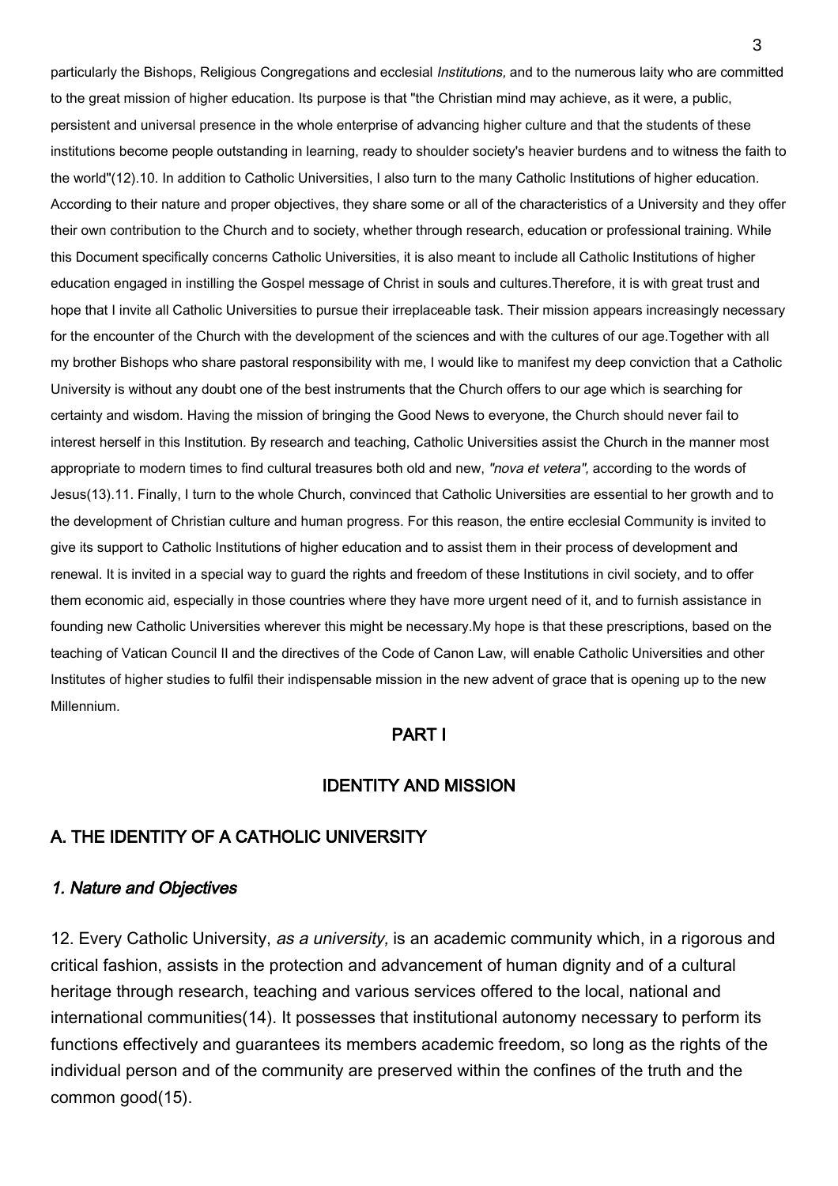particularly the Bishops, Religious Congregations and ecclesial *Institutions,* and to the numerous laity who are committed to the great mission of higher education. Its purpose is that "the Christian mind may achieve, as it were, a public, persistent and universal presence in the whole enterprise of advancing higher culture and that the students of these institutions become people outstanding in learning, ready to shoulder society's heavier burdens and to witness the faith to the world"(12).10. In addition to Catholic Universities, I also turn to the many Catholic Institutions of higher education. According to their nature and proper objectives, they share some or all of the characteristics of a University and they offer their own contribution to the Church and to society, whether through research, education or professional training. While this Document specifically concerns Catholic Universities, it is also meant to include all Catholic Institutions of higher education engaged in instilling the Gospel message of Christ in souls and cultures.Therefore, it is with great trust and hope that I invite all Catholic Universities to pursue their irreplaceable task. Their mission appears increasingly necessary for the encounter of the Church with the development of the sciences and with the cultures of our age.Together with all my brother Bishops who share pastoral responsibility with me, I would like to manifest my deep conviction that a Catholic University is without any doubt one of the best instruments that the Church offers to our age which is searching for certainty and wisdom. Having the mission of bringing the Good News to everyone, the Church should never fail to interest herself in this Institution. By research and teaching, Catholic Universities assist the Church in the manner most appropriate to modern times to find cultural treasures both old and new, *"nova et vetera",* according to the words of Jesus(13).11. Finally, I turn to the whole Church, convinced that Catholic Universities are essential to her growth and to the development of Christian culture and human progress. For this reason, the entire ecclesial Community is invited to give its support to Catholic Institutions of higher education and to assist them in their process of development and renewal. It is invited in a special way to guard the rights and freedom of these Institutions in civil society, and to offer them economic aid, especially in those countries where they have more urgent need of it, and to furnish assistance in founding new Catholic Universities wherever this might be necessary.My hope is that these prescriptions, based on the teaching of Vatican Council II and the directives of the Code of Canon Law, will enable Catholic Universities and other Institutes of higher studies to fulfil their indispensable mission in the new advent of grace that is opening up to the new Millennium.

# PART I

# IDENTITY AND MISSION

## A. THE IDENTITY OF A CATHOLIC UNIVERSITY

### *1. Nature and Objectives*

12. Every Catholic University, *as a university,* is an academic community which, in a rigorous and critical fashion, assists in the protection and advancement of human dignity and of a cultural heritage through research, teaching and various services offered to the local, national and international communities(14). It possesses that institutional autonomy necessary to perform its functions effectively and guarantees its members academic freedom, so long as the rights of the individual person and of the community are preserved within the confines of the truth and the common good(15).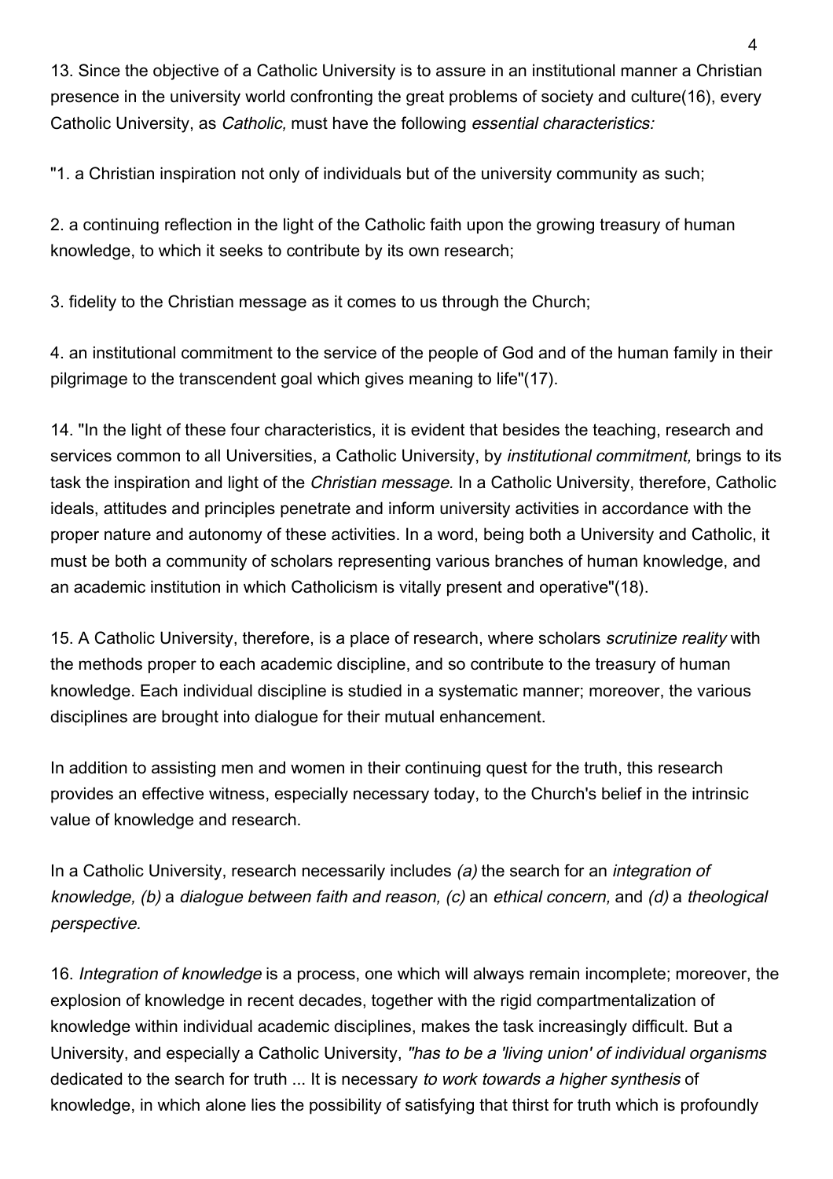13. Since the objective of a Catholic University is to assure in an institutional manner a Christian presence in the university world confronting the great problems of society and culture(16), every Catholic University, as *Catholic,* must have the following *essential characteristics:*

"1. a Christian inspiration not only of individuals but of the university community as such;

2. a continuing reflection in the light of the Catholic faith upon the growing treasury of human knowledge, to which it seeks to contribute by its own research;

3. fidelity to the Christian message as it comes to us through the Church;

4. an institutional commitment to the service of the people of God and of the human family in their pilgrimage to the transcendent goal which gives meaning to life"(17).

14. "In the light of these four characteristics, it is evident that besides the teaching, research and services common to all Universities, a Catholic University, by *institutional commitment,* brings to its task the inspiration and light of the *Christian message.* In a Catholic University, therefore, Catholic ideals, attitudes and principles penetrate and inform university activities in accordance with the proper nature and autonomy of these activities. In a word, being both a University and Catholic, it must be both a community of scholars representing various branches of human knowledge, and an academic institution in which Catholicism is vitally present and operative"(18).

15. A Catholic University, therefore, is a place of research, where scholars *scrutinize reality* with the methods proper to each academic discipline, and so contribute to the treasury of human knowledge. Each individual discipline is studied in a systematic manner; moreover, the various disciplines are brought into dialogue for their mutual enhancement.

In addition to assisting men and women in their continuing quest for the truth, this research provides an effective witness, especially necessary today, to the Church's belief in the intrinsic value of knowledge and research.

In a Catholic University, research necessarily includes *(a)* the search for an *integration of knowledge, (b)* a *dialogue between faith and reason, (c)* an *ethical concern,* and *(d)* a *theological perspective.*

16. *Integration of knowledge* is a process, one which will always remain incomplete; moreover, the explosion of knowledge in recent decades, together with the rigid compartmentalization of knowledge within individual academic disciplines, makes the task increasingly difficult. But a University, and especially a Catholic University, *"has to be a 'living union' of individual organisms* dedicated to the search for truth ... It is necessary *to work towards a higher synthesis* of knowledge, in which alone lies the possibility of satisfying that thirst for truth which is profoundly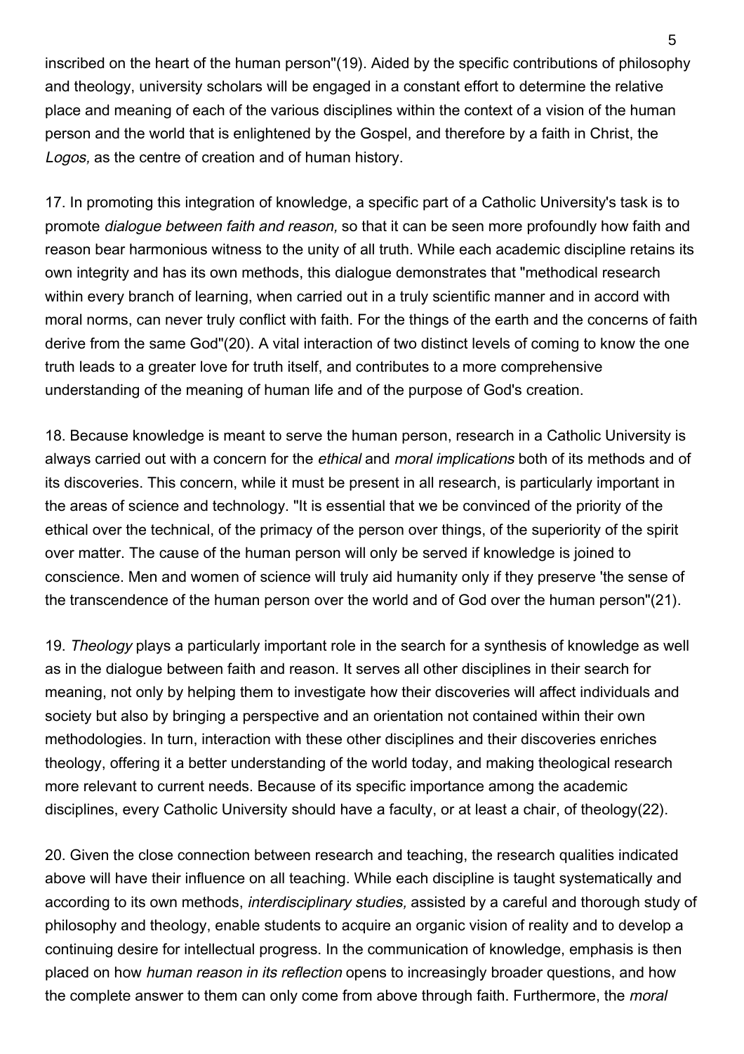inscribed on the heart of the human person"(19). Aided by the specific contributions of philosophy and theology, university scholars will be engaged in a constant effort to determine the relative place and meaning of each of the various disciplines within the context of a vision of the human person and the world that is enlightened by the Gospel, and therefore by a faith in Christ, the *Logos,* as the centre of creation and of human history.

17. In promoting this integration of knowledge, a specific part of a Catholic University's task is to promote *dialogue between faith and reason,* so that it can be seen more profoundly how faith and reason bear harmonious witness to the unity of all truth. While each academic discipline retains its own integrity and has its own methods, this dialogue demonstrates that "methodical research within every branch of learning, when carried out in a truly scientific manner and in accord with moral norms, can never truly conflict with faith. For the things of the earth and the concerns of faith derive from the same God"(20). A vital interaction of two distinct levels of coming to know the one truth leads to a greater love for truth itself, and contributes to a more comprehensive understanding of the meaning of human life and of the purpose of God's creation.

18. Because knowledge is meant to serve the human person, research in a Catholic University is always carried out with a concern for the *ethical* and *moral implications* both of its methods and of its discoveries. This concern, while it must be present in all research, is particularly important in the areas of science and technology. "It is essential that we be convinced of the priority of the ethical over the technical, of the primacy of the person over things, of the superiority of the spirit over matter. The cause of the human person will only be served if knowledge is joined to conscience. Men and women of science will truly aid humanity only if they preserve 'the sense of the transcendence of the human person over the world and of God over the human person'"(21).

19. *Theology* plays a particularly important role in the search for a synthesis of knowledge as well as in the dialogue between faith and reason. It serves all other disciplines in their search for meaning, not only by helping them to investigate how their discoveries will affect individuals and society but also by bringing a perspective and an orientation not contained within their own methodologies. In turn, interaction with these other disciplines and their discoveries enriches theology, offering it a better understanding of the world today, and making theological research more relevant to current needs. Because of its specific importance among the academic disciplines, every Catholic University should have a faculty, or at least a chair, of theology(22).

20. Given the close connection between research and teaching, the research qualities indicated above will have their influence on all teaching. While each discipline is taught systematically and according to its own methods, *interdisciplinary studies,* assisted by a careful and thorough study of philosophy and theology, enable students to acquire an organic vision of reality and to develop a continuing desire for intellectual progress. In the communication of knowledge, emphasis is then placed on how *human reason in its reflection* opens to increasingly broader questions, and how the complete answer to them can only come from above through faith. Furthermore, the *moral*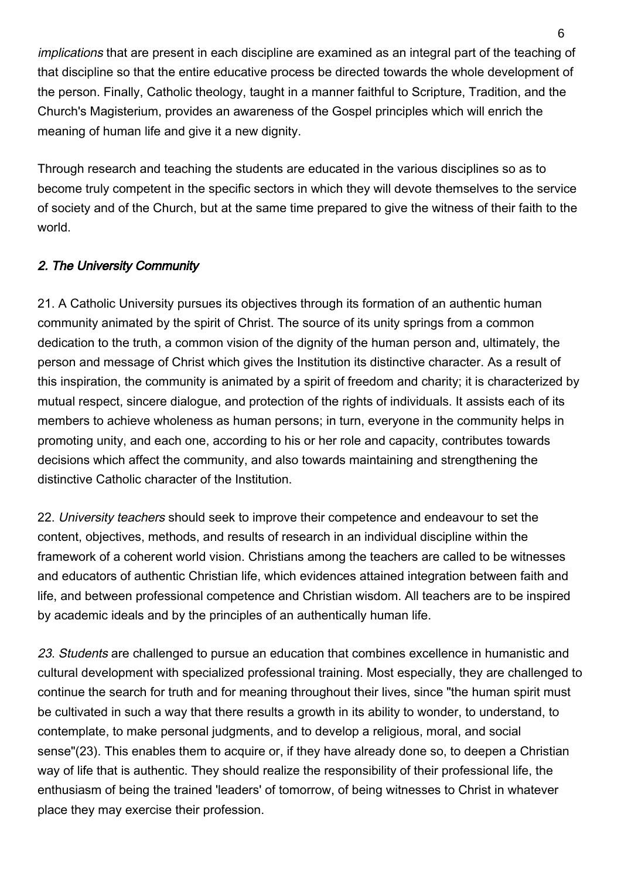*implications* that are present in each discipline are examined as an integral part of the teaching of that discipline so that the entire educative process be directed towards the whole development of the person. Finally, Catholic theology, taught in a manner faithful to Scripture, Tradition, and the Church's Magisterium, provides an awareness of the Gospel principles which will enrich the meaning of human life and give it a new dignity.

Through research and teaching the students are educated in the various disciplines so as to become truly competent in the specific sectors in which they will devote themselves to the service of society and of the Church, but at the same time prepared to give the witness of their faith to the world.

### *2. The University Community*

21. A Catholic University pursues its objectives through its formation of an authentic human community animated by the spirit of Christ. The source of its unity springs from a common dedication to the truth, a common vision of the dignity of the human person and, ultimately, the person and message of Christ which gives the Institution its distinctive character. As a result of this inspiration, the community is animated by a spirit of freedom and charity; it is characterized by mutual respect, sincere dialogue, and protection of the rights of individuals. It assists each of its members to achieve wholeness as human persons; in turn, everyone in the community helps in promoting unity, and each one, according to his or her role and capacity, contributes towards decisions which affect the community, and also towards maintaining and strengthening the distinctive Catholic character of the Institution.

22. *University teachers* should seek to improve their competence and endeavour to set the content, objectives, methods, and results of research in an individual discipline within the framework of a coherent world vision. Christians among the teachers are called to be witnesses and educators of authentic Christian life, which evidences attained integration between faith and life, and between professional competence and Christian wisdom. All teachers are to be inspired by academic ideals and by the principles of an authentically human life.

*23. Students* are challenged to pursue an education that combines excellence in humanistic and cultural development with specialized professional training. Most especially, they are challenged to continue the search for truth and for meaning throughout their lives, since "the human spirit must be cultivated in such a way that there results a growth in its ability to wonder, to understand, to contemplate, to make personal judgments, and to develop a religious, moral, and social sense"(23). This enables them to acquire or, if they have already done so, to deepen a Christian way of life that is authentic. They should realize the responsibility of their professional life, the enthusiasm of being the trained 'leaders' of tomorrow, of being witnesses to Christ in whatever place they may exercise their profession.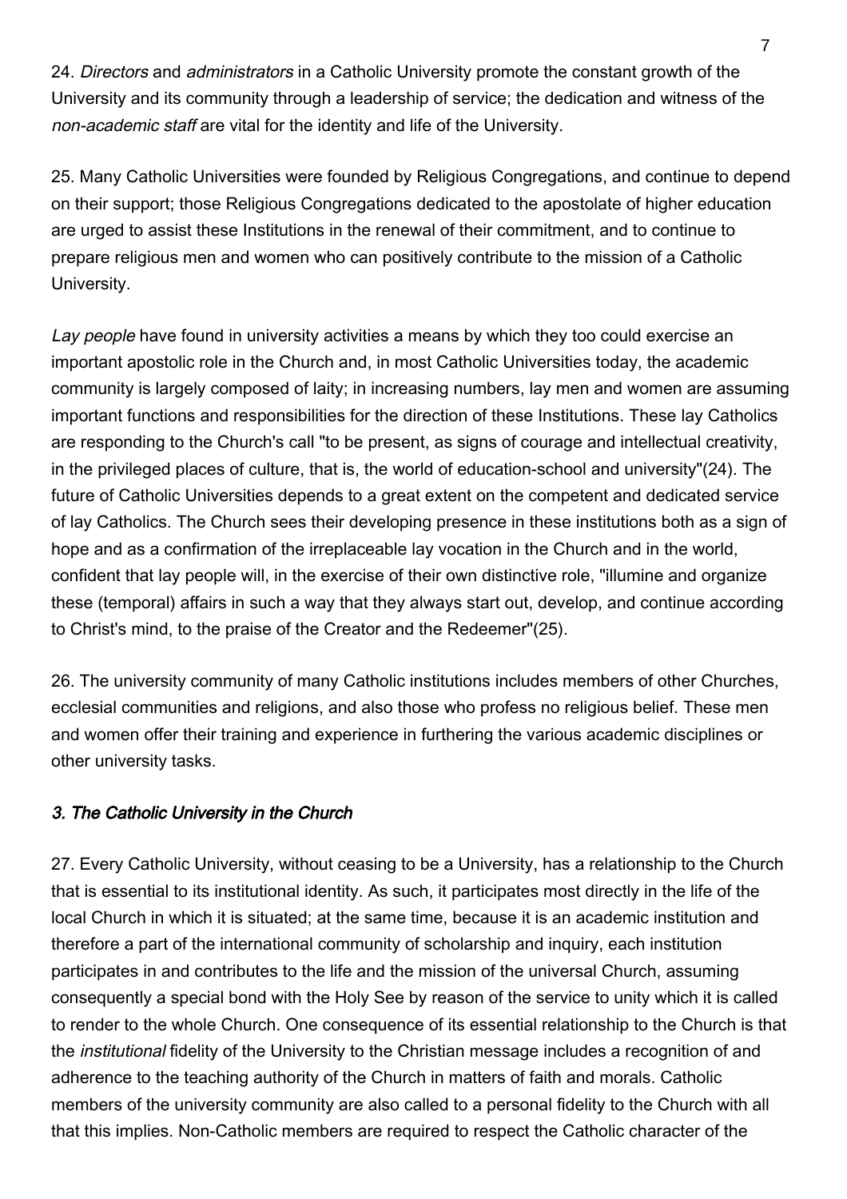24. *Directors* and *administrators* in a Catholic University promote the constant growth of the University and its community through a leadership of service; the dedication and witness of the *non-academic staff* are vital for the identity and life of the University.

25. Many Catholic Universities were founded by Religious Congregations, and continue to depend on their support; those Religious Congregations dedicated to the apostolate of higher education are urged to assist these Institutions in the renewal of their commitment, and to continue to prepare religious men and women who can positively contribute to the mission of a Catholic University.

*Lay people* have found in university activities a means by which they too could exercise an important apostolic role in the Church and, in most Catholic Universities today, the academic community is largely composed of laity; in increasing numbers, lay men and women are assuming important functions and responsibilities for the direction of these Institutions. These lay Catholics are responding to the Church's call "to be present, as signs of courage and intellectual creativity, in the privileged places of culture, that is, the world of education-school and university"(24). The future of Catholic Universities depends to a great extent on the competent and dedicated service of lay Catholics. The Church sees their developing presence in these institutions both as a sign of hope and as a confirmation of the irreplaceable lay vocation in the Church and in the world, confident that lay people will, in the exercise of their own distinctive role, "illumine and organize these (temporal) affairs in such a way that they always start out, develop, and continue according to Christ's mind, to the praise of the Creator and the Redeemer"(25).

26. The university community of many Catholic institutions includes members of other Churches, ecclesial communities and religions, and also those who profess no religious belief. These men and women offer their training and experience in furthering the various academic disciplines or other university tasks.

### *3. The Catholic University in the Church*

27. Every Catholic University, without ceasing to be a University, has a relationship to the Church that is essential to its institutional identity. As such, it participates most directly in the life of the local Church in which it is situated; at the same time, because it is an academic institution and therefore a part of the international community of scholarship and inquiry, each institution participates in and contributes to the life and the mission of the universal Church, assuming consequently a special bond with the Holy See by reason of the service to unity which it is called to render to the whole Church. One consequence of its essential relationship to the Church is that the *institutional* fidelity of the University to the Christian message includes a recognition of and adherence to the teaching authority of the Church in matters of faith and morals. Catholic members of the university community are also called to a personal fidelity to the Church with all that this implies. Non-Catholic members are required to respect the Catholic character of the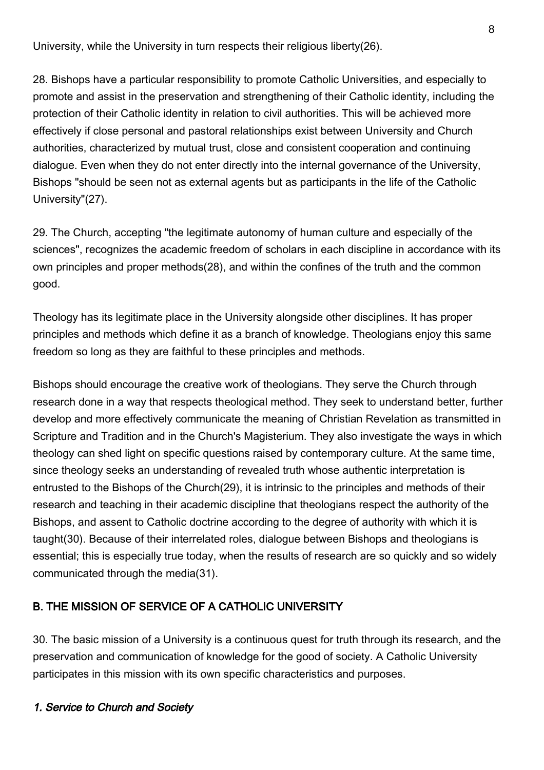University, while the University in turn respects their religious liberty(26).

28. Bishops have a particular responsibility to promote Catholic Universities, and especially to promote and assist in the preservation and strengthening of their Catholic identity, including the protection of their Catholic identity in relation to civil authorities. This will be achieved more effectively if close personal and pastoral relationships exist between University and Church authorities, characterized by mutual trust, close and consistent cooperation and continuing dialogue. Even when they do not enter directly into the internal governance of the University, Bishops "should be seen not as external agents but as participants in the life of the Catholic University"(27).

29. The Church, accepting "the legitimate autonomy of human culture and especially of the sciences", recognizes the academic freedom of scholars in each discipline in accordance with its own principles and proper methods(28), and within the confines of the truth and the common good.

Theology has its legitimate place in the University alongside other disciplines. It has proper principles and methods which define it as a branch of knowledge. Theologians enjoy this same freedom so long as they are faithful to these principles and methods.

Bishops should encourage the creative work of theologians. They serve the Church through research done in a way that respects theological method. They seek to understand better, further develop and more effectively communicate the meaning of Christian Revelation as transmitted in Scripture and Tradition and in the Church's Magisterium. They also investigate the ways in which theology can shed light on specific questions raised by contemporary culture. At the same time, since theology seeks an understanding of revealed truth whose authentic interpretation is entrusted to the Bishops of the Church(29), it is intrinsic to the principles and methods of their research and teaching in their academic discipline that theologians respect the authority of the Bishops, and assent to Catholic doctrine according to the degree of authority with which it is taught(30). Because of their interrelated roles, dialogue between Bishops and theologians is essential; this is especially true today, when the results of research are so quickly and so widely communicated through the media(31).

## B. THE MISSION OF SERVICE OF A CATHOLIC UNIVERSITY

30. The basic mission of a University is a continuous quest for truth through its research, and the preservation and communication of knowledge for the good of society. A Catholic University participates in this mission with its own specific characteristics and purposes.

### *1. Service to Church and Society*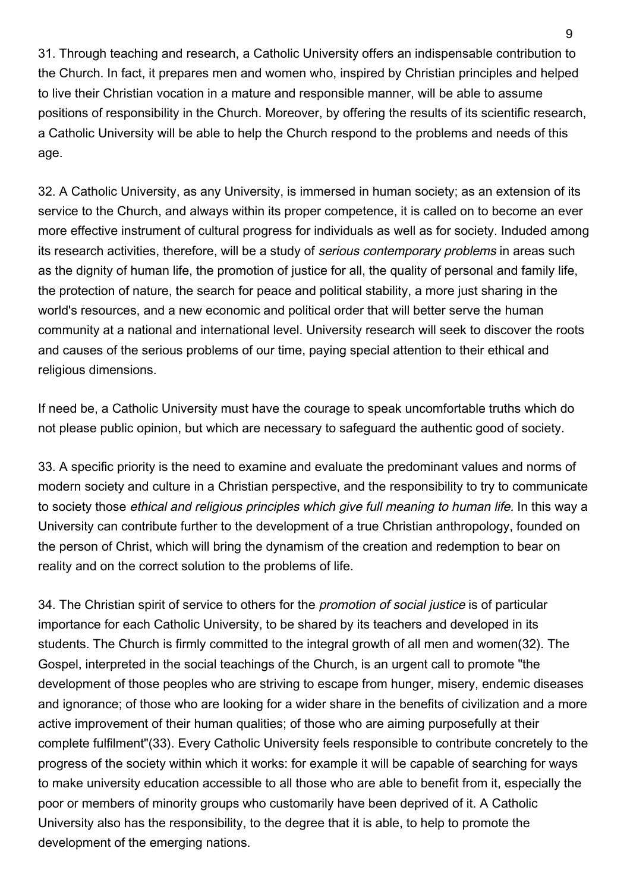31. Through teaching and research, a Catholic University offers an indispensable contribution to the Church. In fact, it prepares men and women who, inspired by Christian principles and helped to live their Christian vocation in a mature and responsible manner, will be able to assume positions of responsibility in the Church. Moreover, by offering the results of its scientific research, a Catholic University will be able to help the Church respond to the problems and needs of this age.

32. A Catholic University, as any University, is immersed in human society; as an extension of its service to the Church, and always within its proper competence, it is called on to become an ever more effective instrument of cultural progress for individuals as well as for society. Induded among its research activities, therefore, will be a study of *serious contemporary problems* in areas such as the dignity of human life, the promotion of justice for all, the quality of personal and family life, the protection of nature, the search for peace and political stability, a more just sharing in the world's resources, and a new economic and political order that will better serve the human community at a national and international level. University research will seek to discover the roots and causes of the serious problems of our time, paying special attention to their ethical and religious dimensions.

If need be, a Catholic University must have the courage to speak uncomfortable truths which do not please public opinion, but which are necessary to safeguard the authentic good of society.

33. A specific priority is the need to examine and evaluate the predominant values and norms of modern society and culture in a Christian perspective, and the responsibility to try to communicate to society those *ethical and religious principles which give full meaning to human life.* In this way a University can contribute further to the development of a true Christian anthropology, founded on the person of Christ, which will bring the dynamism of the creation and redemption to bear on reality and on the correct solution to the problems of life.

34. The Christian spirit of service to others for the *promotion of social justice* is of particular importance for each Catholic University, to be shared by its teachers and developed in its students. The Church is firmly committed to the integral growth of all men and women(32). The Gospel, interpreted in the social teachings of the Church, is an urgent call to promote "the development of those peoples who are striving to escape from hunger, misery, endemic diseases and ignorance; of those who are looking for a wider share in the benefits of civilization and a more active improvement of their human qualities; of those who are aiming purposefully at their complete fulfilment"(33). Every Catholic University feels responsible to contribute concretely to the progress of the society within which it works: for example it will be capable of searching for ways to make university education accessible to all those who are able to benefit from it, especially the poor or members of minority groups who customarily have been deprived of it. A Catholic University also has the responsibility, to the degree that it is able, to help to promote the development of the emerging nations.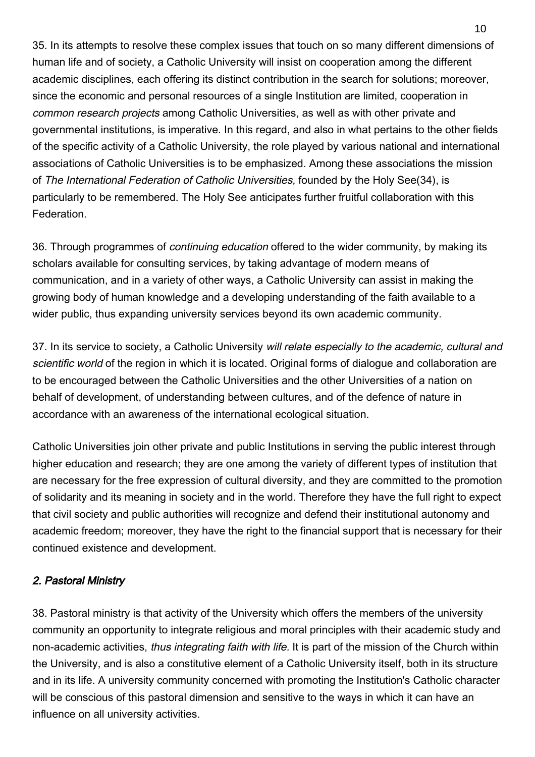35. In its attempts to resolve these complex issues that touch on so many different dimensions of human life and of society, a Catholic University will insist on cooperation among the different academic disciplines, each offering its distinct contribution in the search for solutions; moreover, since the economic and personal resources of a single Institution are limited, cooperation in *common research projects* among Catholic Universities, as well as with other private and governmental institutions, is imperative. In this regard, and also in what pertains to the other fields of the specific activity of a Catholic University, the role played by various national and international associations of Catholic Universities is to be emphasized. Among these associations the mission of *The International Federation of Catholic Universities,* founded by the Holy See(34), is particularly to be remembered. The Holy See anticipates further fruitful collaboration with this Federation.

36. Through programmes of *continuing education* offered to the wider community, by making its scholars available for consulting services, by taking advantage of modern means of communication, and in a variety of other ways, a Catholic University can assist in making the growing body of human knowledge and a developing understanding of the faith available to a wider public, thus expanding university services beyond its own academic community.

37. In its service to society, a Catholic University *will relate especially to the academic, cultural and scientific world* of the region in which it is located. Original forms of dialogue and collaboration are to be encouraged between the Catholic Universities and the other Universities of a nation on behalf of development, of understanding between cultures, and of the defence of nature in accordance with an awareness of the international ecological situation.

Catholic Universities join other private and public Institutions in serving the public interest through higher education and research; they are one among the variety of different types of institution that are necessary for the free expression of cultural diversity, and they are committed to the promotion of solidarity and its meaning in society and in the world. Therefore they have the full right to expect that civil society and public authorities will recognize and defend their institutional autonomy and academic freedom; moreover, they have the right to the financial support that is necessary for their continued existence and development.

### *2. Pastoral Ministry*

38. Pastoral ministry is that activity of the University which offers the members of the university community an opportunity to integrate religious and moral principles with their academic study and non-academic activities, *thus integrating faith with life.* It is part of the mission of the Church within the University, and is also a constitutive element of a Catholic University itself, both in its structure and in its life. A university community concerned with promoting the Institution's Catholic character will be conscious of this pastoral dimension and sensitive to the ways in which it can have an influence on all university activities.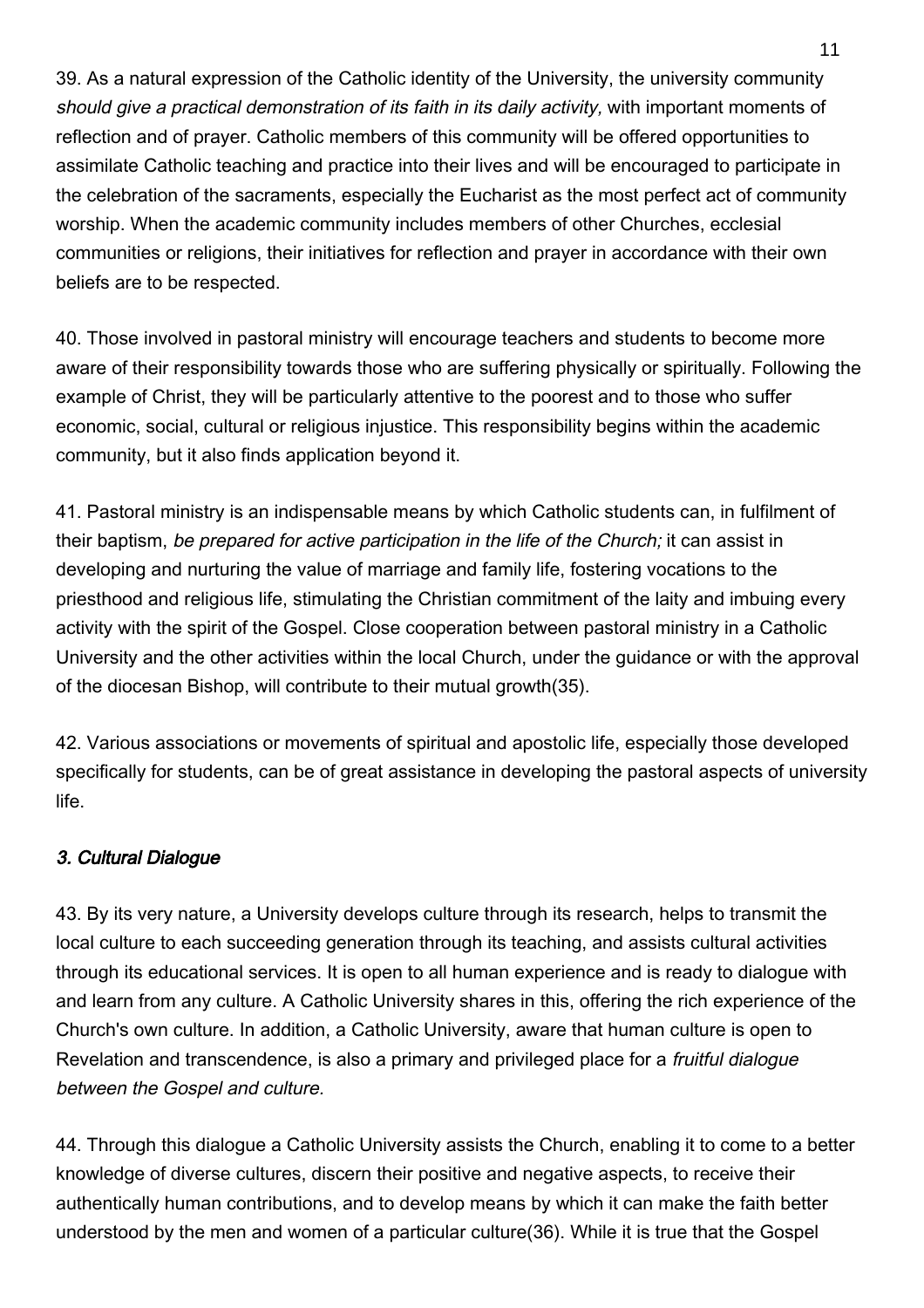39. As a natural expression of the Catholic identity of the University, the university community *should give a practical demonstration of its faith in its daily activity,* with important moments of reflection and of prayer. Catholic members of this community will be offered opportunities to assimilate Catholic teaching and practice into their lives and will be encouraged to participate in the celebration of the sacraments, especially the Eucharist as the most perfect act of community worship. When the academic community includes members of other Churches, ecclesial communities or religions, their initiatives for reflection and prayer in accordance with their own beliefs are to be respected.

40. Those involved in pastoral ministry will encourage teachers and students to become more aware of their responsibility towards those who are suffering physically or spiritually. Following the example of Christ, they will be particularly attentive to the poorest and to those who suffer economic, social, cultural or religious injustice. This responsibility begins within the academic community, but it also finds application beyond it.

41. Pastoral ministry is an indispensable means by which Catholic students can, in fulfilment of their baptism, *be prepared for active participation in the life of the Church;* it can assist in developing and nurturing the value of marriage and family life, fostering vocations to the priesthood and religious life, stimulating the Christian commitment of the laity and imbuing every activity with the spirit of the Gospel. Close cooperation between pastoral ministry in a Catholic University and the other activities within the local Church, under the guidance or with the approval of the diocesan Bishop, will contribute to their mutual growth(35).

42. Various associations or movements of spiritual and apostolic life, especially those developed specifically for students, can be of great assistance in developing the pastoral aspects of university life.

### *3. Cultural Dialogue*

43. By its very nature, a University develops culture through its research, helps to transmit the local culture to each succeeding generation through its teaching, and assists cultural activities through its educational services. It is open to all human experience and is ready to dialogue with and learn from any culture. A Catholic University shares in this, offering the rich experience of the Church's own culture. In addition, a Catholic University, aware that human culture is open to Revelation and transcendence, is also a primary and privileged place for a *fruitful dialogue between the Gospel and culture.*

44. Through this dialogue a Catholic University assists the Church, enabling it to come to a better knowledge of diverse cultures, discern their positive and negative aspects, to receive their authentically human contributions, and to develop means by which it can make the faith better understood by the men and women of a particular culture(36). While it is true that the Gospel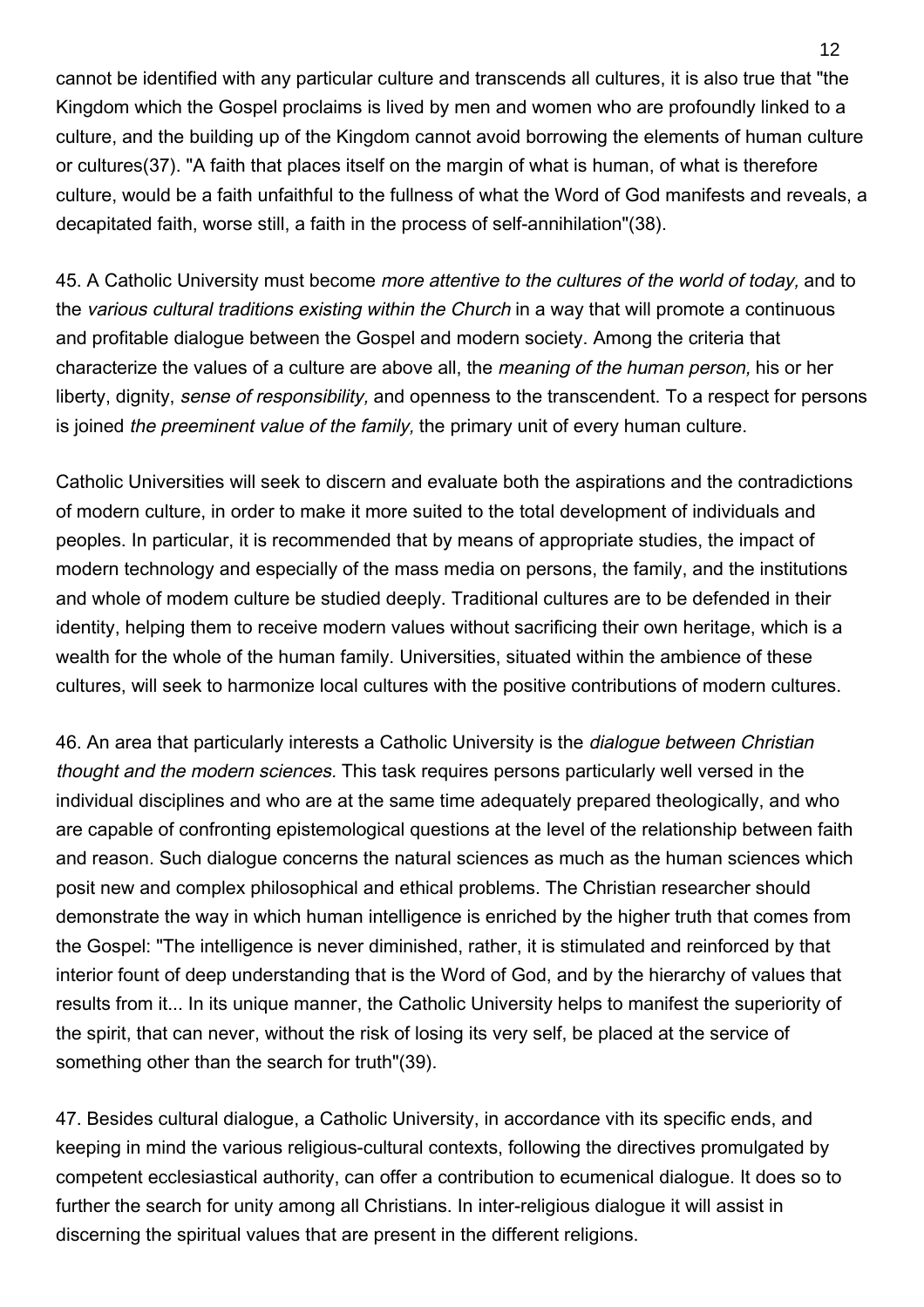cannot be identified with any particular culture and transcends all cultures, it is also true that "the Kingdom which the Gospel proclaims is lived by men and women who are profoundly linked to a culture, and the building up of the Kingdom cannot avoid borrowing the elements of human culture or cultures(37). "A faith that places itself on the margin of what is human, of what is therefore culture, would be a faith unfaithful to the fullness of what the Word of God manifests and reveals, a decapitated faith, worse still, a faith in the process of self-annihilation"(38).

45. A Catholic University must become *more attentive to the cultures of the world of today,* and to the *various cultural traditions existing within the Church* in a way that will promote a continuous and profitable dialogue between the Gospel and modern society. Among the criteria that characterize the values of a culture are above all, the *meaning of the human person,* his or her liberty, dignity, *sense of responsibility,* and openness to the transcendent. To a respect for persons is joined *the preeminent value of the family,* the primary unit of every human culture.

Catholic Universities will seek to discern and evaluate both the aspirations and the contradictions of modern culture, in order to make it more suited to the total development of individuals and peoples. In particular, it is recommended that by means of appropriate studies, the impact of modern technology and especially of the mass media on persons, the family, and the institutions and whole of modem culture be studied deeply. Traditional cultures are to be defended in their identity, helping them to receive modern values without sacrificing their own heritage, which is a wealth for the whole of the human family. Universities, situated within the ambience of these cultures, will seek to harmonize local cultures with the positive contributions of modern cultures.

46. An area that particularly interests a Catholic University is the *dialogue between Christian thought and the modern sciences.* This task requires persons particularly well versed in the individual disciplines and who are at the same time adequately prepared theologically, and who are capable of confronting epistemological questions at the level of the relationship between faith and reason. Such dialogue concerns the natural sciences as much as the human sciences which posit new and complex philosophical and ethical problems. The Christian researcher should demonstrate the way in which human intelligence is enriched by the higher truth that comes from the Gospel: "The intelligence is never diminished, rather, it is stimulated and reinforced by that interior fount of deep understanding that is the Word of God, and by the hierarchy of values that results from it... In its unique manner, the Catholic University helps to manifest the superiority of the spirit, that can never, without the risk of losing its very self, be placed at the service of something other than the search for truth"(39).

47. Besides cultural dialogue, a Catholic University, in accordance vith its specific ends, and keeping in mind the various religious-cultural contexts, following the directives promulgated by competent ecclesiastical authority, can offer a contribution to ecumenical dialogue. It does so to further the search for unity among all Christians. In inter-religious dialogue it will assist in discerning the spiritual values that are present in the different religions.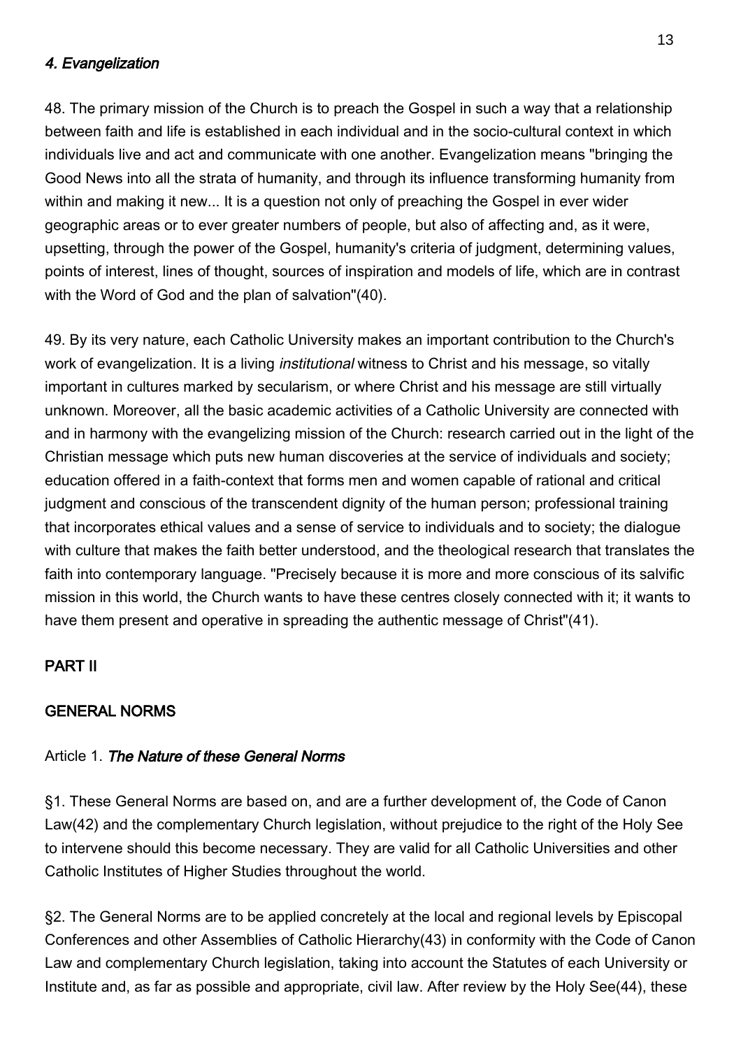### *4. Evangelization*

48. The primary mission of the Church is to preach the Gospel in such a way that a relationship between faith and life is established in each individual and in the socio-cultural context in which individuals live and act and communicate with one another. Evangelization means "bringing the Good News into all the strata of humanity, and through its influence transforming humanity from within and making it new... It is a question not only of preaching the Gospel in ever wider geographic areas or to ever greater numbers of people, but also of affecting and, as it were, upsetting, through the power of the Gospel, humanity's criteria of judgment, determining values, points of interest, lines of thought, sources of inspiration and models of life, which are in contrast with the Word of God and the plan of salvation"(40).

49. By its very nature, each Catholic University makes an important contribution to the Church's work of evangelization. It is a living *institutional* witness to Christ and his message, so vitally important in cultures marked by secularism, or where Christ and his message are still virtually unknown. Moreover, all the basic academic activities of a Catholic University are connected with and in harmony with the evangelizing mission of the Church: research carried out in the light of the Christian message which puts new human discoveries at the service of individuals and society; education offered in a faith-context that forms men and women capable of rational and critical judgment and conscious of the transcendent dignity of the human person; professional training that incorporates ethical values and a sense of service to individuals and to society; the dialogue with culture that makes the faith better understood, and the theological research that translates the faith into contemporary language. "Precisely because it is more and more conscious of its salvific mission in this world, the Church wants to have these centres closely connected with it; it wants to have them present and operative in spreading the authentic message of Christ"(41).

## PART II

## GENERAL NORMS

### Article 1. *The Nature of these General Norms*

§1. These General Norms are based on, and are a further development of, the Code of Canon Law(42) and the complementary Church legislation, without prejudice to the right of the Holy See to intervene should this become necessary. They are valid for all Catholic Universities and other Catholic Institutes of Higher Studies throughout the world.

§2. The General Norms are to be applied concretely at the local and regional levels by Episcopal Conferences and other Assemblies of Catholic Hierarchy(43) in conformity with the Code of Canon Law and complementary Church legislation, taking into account the Statutes of each University or Institute and, as far as possible and appropriate, civil law. After review by the Holy See(44), these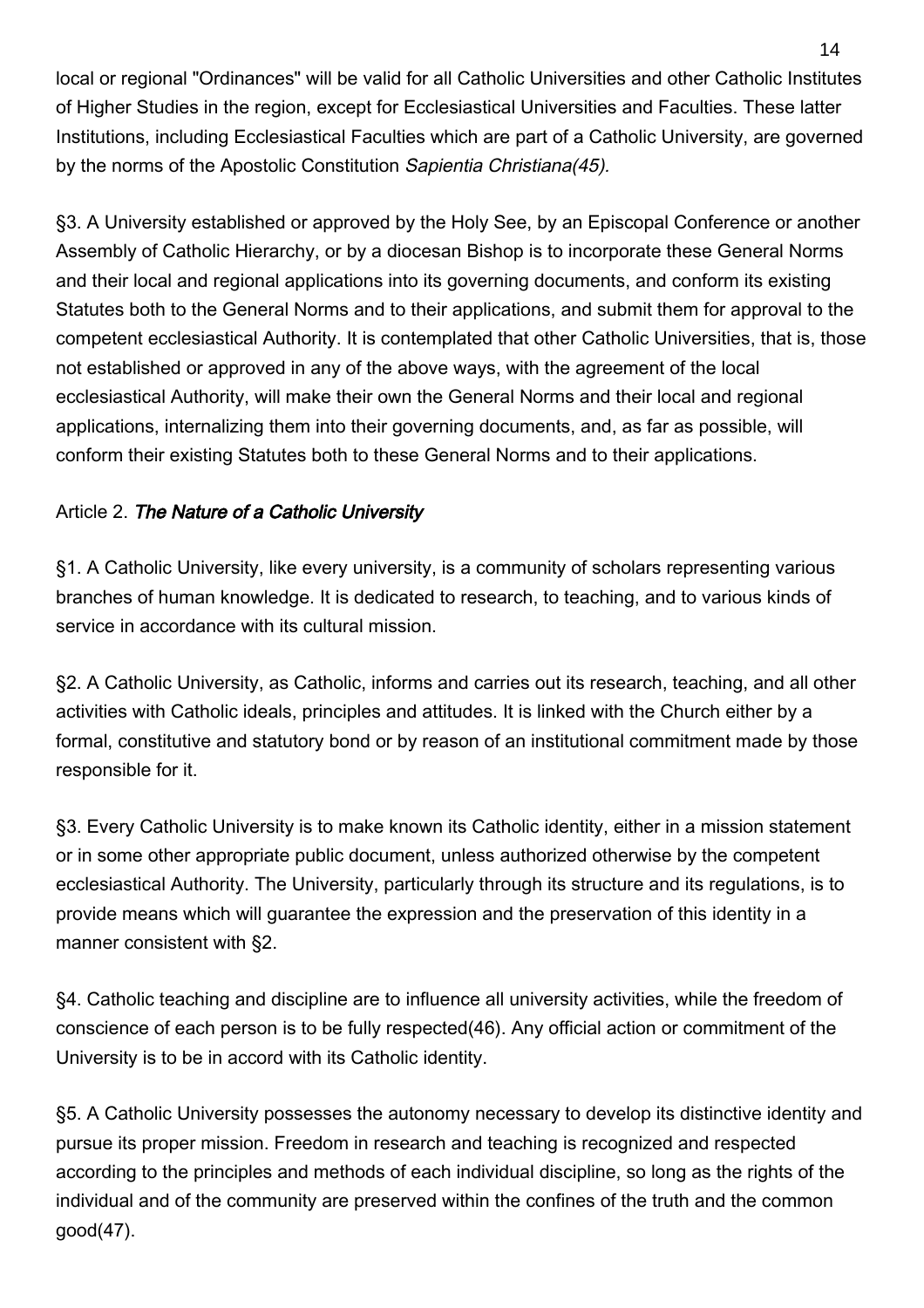local or regional "Ordinances" will be valid for all Catholic Universities and other Catholic Institutes of Higher Studies in the region, except for Ecclesiastical Universities and Faculties. These latter Institutions, including Ecclesiastical Faculties which are part of a Catholic University, are governed by the norms of the Apostolic Constitution *Sapientia Christiana(45).*

§3. A University established or approved by the Holy See, by an Episcopal Conference or another Assembly of Catholic Hierarchy, or by a diocesan Bishop is to incorporate these General Norms and their local and regional applications into its governing documents, and conform its existing Statutes both to the General Norms and to their applications, and submit them for approval to the competent ecclesiastical Authority. It is contemplated that other Catholic Universities, that is, those not established or approved in any of the above ways, with the agreement of the local ecclesiastical Authority, will make their own the General Norms and their local and regional applications, internalizing them into their governing documents, and, as far as possible, will conform their existing Statutes both to these General Norms and to their applications.

## Article 2. *The Nature of a Catholic University*

§1. A Catholic University, like every university, is a community of scholars representing various branches of human knowledge. It is dedicated to research, to teaching, and to various kinds of service in accordance with its cultural mission.

§2. A Catholic University, as Catholic, informs and carries out its research, teaching, and all other activities with Catholic ideals, principles and attitudes. It is linked with the Church either by a formal, constitutive and statutory bond or by reason of an institutional commitment made by those responsible for it.

§3. Every Catholic University is to make known its Catholic identity, either in a mission statement or in some other appropriate public document, unless authorized otherwise by the competent ecclesiastical Authority. The University, particularly through its structure and its regulations, is to provide means which will guarantee the expression and the preservation of this identity in a manner consistent with §2.

§4. Catholic teaching and discipline are to influence all university activities, while the freedom of conscience of each person is to be fully respected(46). Any official action or commitment of the University is to be in accord with its Catholic identity.

§5. A Catholic University possesses the autonomy necessary to develop its distinctive identity and pursue its proper mission. Freedom in research and teaching is recognized and respected according to the principles and methods of each individual discipline, so long as the rights of the individual and of the community are preserved within the confines of the truth and the common good(47).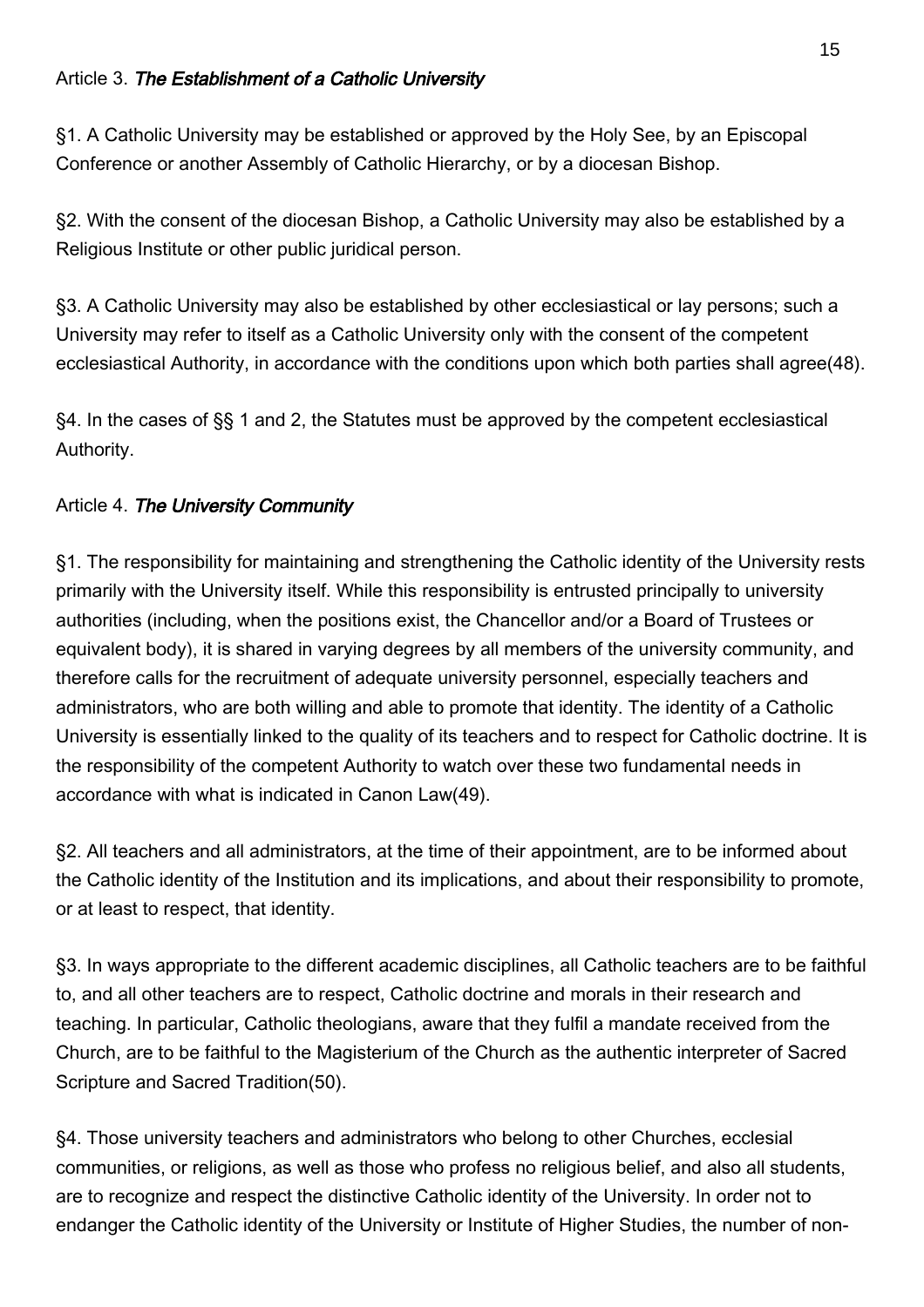Article 3. ***The Establishment of a Catholic University***

§1. A Catholic University may be established or approved by the Holy See, by an Episcopal Conference or another Assembly of Catholic Hierarchy, or by a diocesan Bishop.

§2. With the consent of the diocesan Bishop, a Catholic University may also be established by a Religious Institute or other public juridical person.

§3. A Catholic University may also be established by other ecclesiastical or lay persons; such a University may refer to itself as a Catholic University only with the consent of the competent ecclesiastical Authority, in accordance with the conditions upon which both parties shall agree(48).

§4. In the cases of §§ 1 and 2, the Statutes must be approved by the competent ecclesiastical Authority.

Article 4. ***The University Community***

§1. The responsibility for maintaining and strengthening the Catholic identity of the University rests primarily with the University itself. While this responsibility is entrusted principally to university authorities (including, when the positions exist, the Chancellor and/or a Board of Trustees or equivalent body), it is shared in varying degrees by all members of the university community, and therefore calls for the recruitment of adequate university personnel, especially teachers and administrators, who are both willing and able to promote that identity. The identity of a Catholic University is essentially linked to the quality of its teachers and to respect for Catholic doctrine. It is the responsibility of the competent Authority to watch over these two fundamental needs in accordance with what is indicated in Canon Law(49).

§2. All teachers and all administrators, at the time of their appointment, are to be informed about the Catholic identity of the Institution and its implications, and about their responsibility to promote, or at least to respect, that identity.

§3. In ways appropriate to the different academic disciplines, all Catholic teachers are to be faithful to, and all other teachers are to respect, Catholic doctrine and morals in their research and teaching. In particular, Catholic theologians, aware that they fulfil a mandate received from the Church, are to be faithful to the Magisterium of the Church as the authentic interpreter of Sacred Scripture and Sacred Tradition(50).

§4. Those university teachers and administrators who belong to other Churches, ecclesial communities, or religions, as well as those who profess no religious belief, and also all students, are to recognize and respect the distinctive Catholic identity of the University. In order not to endanger the Catholic identity of the University or Institute of Higher Studies, the number of non-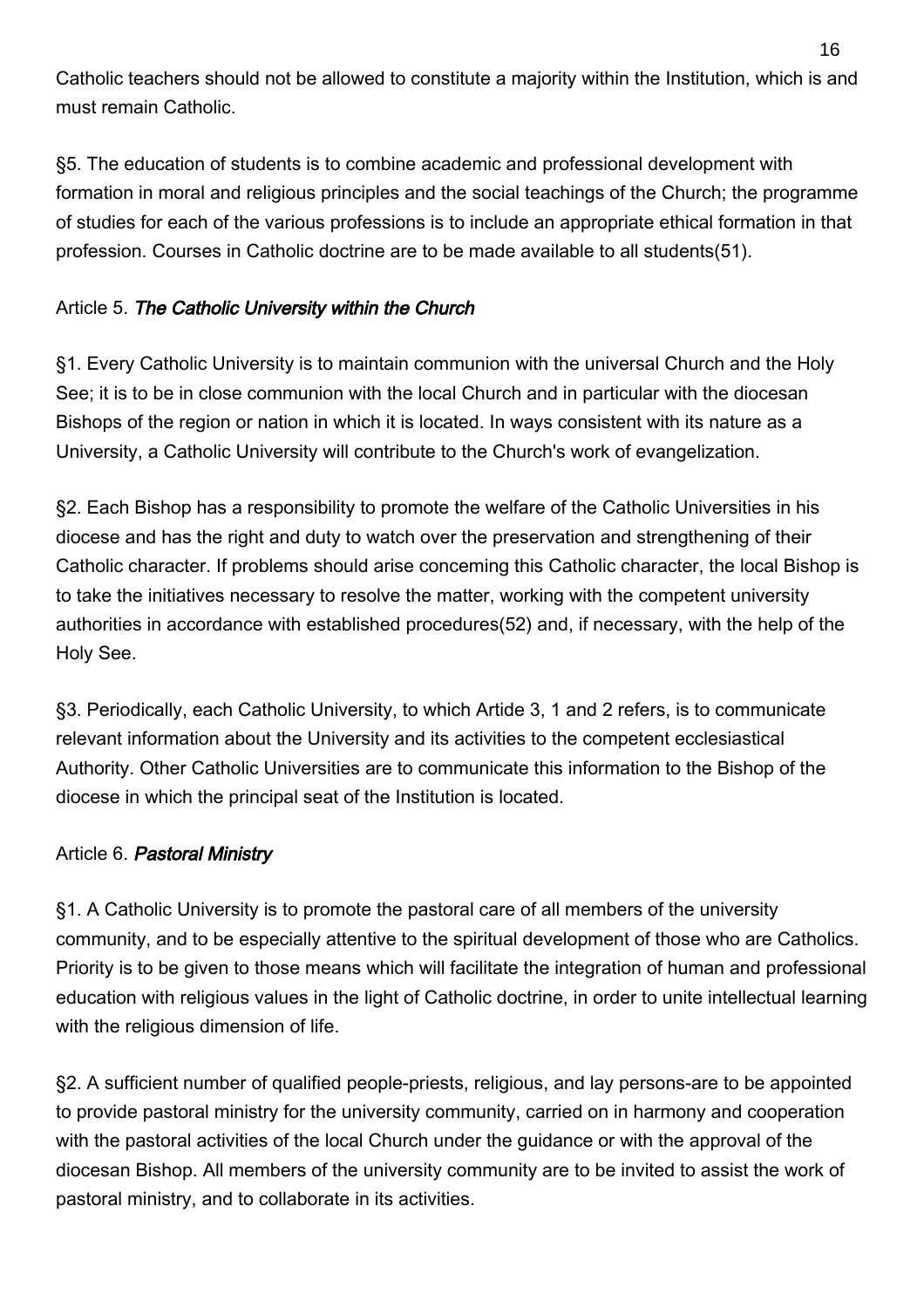Catholic teachers should not be allowed to constitute a majority within the Institution, which is and must remain Catholic.

§5. The education of students is to combine academic and professional development with formation in moral and religious principles and the social teachings of the Church; the programme of studies for each of the various professions is to include an appropriate ethical formation in that profession. Courses in Catholic doctrine are to be made available to all students(51).

Article 5. ***The Catholic University within the Church***

§1. Every Catholic University is to maintain communion with the universal Church and the Holy See; it is to be in close communion with the local Church and in particular with the diocesan Bishops of the region or nation in which it is located. In ways consistent with its nature as a University, a Catholic University will contribute to the Church's work of evangelization.

§2. Each Bishop has a responsibility to promote the welfare of the Catholic Universities in his diocese and has the right and duty to watch over the preservation and strengthening of their Catholic character. If problems should arise conceming this Catholic character, the local Bishop is to take the initiatives necessary to resolve the matter, working with the competent university authorities in accordance with established procedures(52) and, if necessary, with the help of the Holy See.

§3. Periodically, each Catholic University, to which Artide 3, 1 and 2 refers, is to communicate relevant information about the University and its activities to the competent ecclesiastical Authority. Other Catholic Universities are to communicate this information to the Bishop of the diocese in which the principal seat of the Institution is located.

Article 6. ***Pastoral Ministry***

§1. A Catholic University is to promote the pastoral care of all members of the university community, and to be especially attentive to the spiritual development of those who are Catholics. Priority is to be given to those means which will facilitate the integration of human and professional education with religious values in the light of Catholic doctrine, in order to unite intellectual learning with the religious dimension of life.

§2. A sufficient number of qualified people-priests, religious, and lay persons-are to be appointed to provide pastoral ministry for the university community, carried on in harmony and cooperation with the pastoral activities of the local Church under the guidance or with the approval of the diocesan Bishop. All members of the university community are to be invited to assist the work of pastoral ministry, and to collaborate in its activities.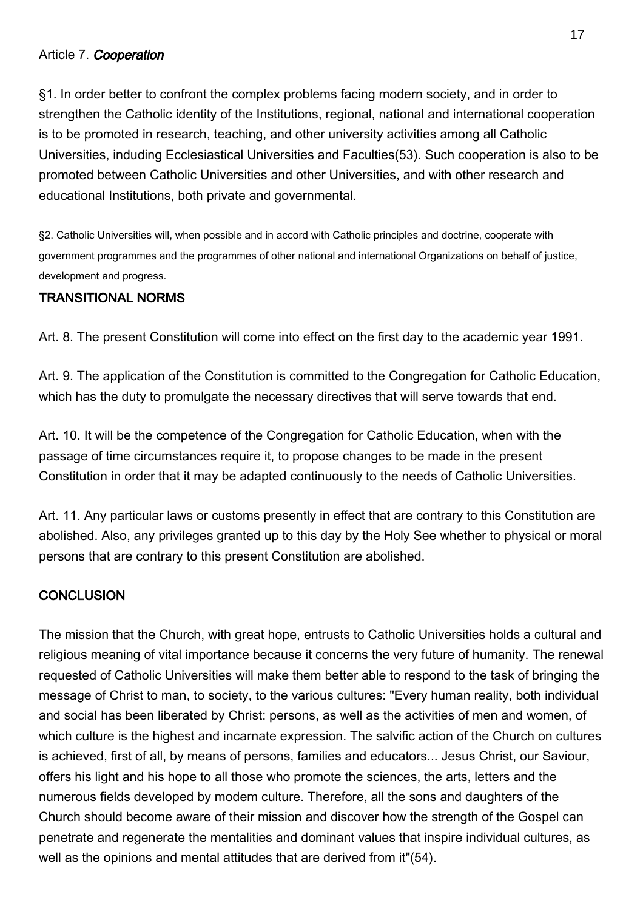Article 7. ***Cooperation***

§1. In order better to confront the complex problems facing modern society, and in order to strengthen the Catholic identity of the Institutions, regional, national and international cooperation is to be promoted in research, teaching, and other university activities among all Catholic Universities, induding Ecclesiastical Universities and Faculties(53). Such cooperation is also to be promoted between Catholic Universities and other Universities, and with other research and educational Institutions, both private and governmental.

§2. Catholic Universities will, when possible and in accord with Catholic principles and doctrine, cooperate with government programmes and the programmes of other national and international Organizations on behalf of justice, development and progress.

## TRANSITIONAL NORMS

Art. 8. The present Constitution will come into effect on the first day to the academic year 1991.

Art. 9. The application of the Constitution is committed to the Congregation for Catholic Education, which has the duty to promulgate the necessary directives that will serve towards that end.

Art. 10. It will be the competence of the Congregation for Catholic Education, when with the passage of time circumstances require it, to propose changes to be made in the present Constitution in order that it may be adapted continuously to the needs of Catholic Universities.

Art. 11. Any particular laws or customs presently in effect that are contrary to this Constitution are abolished. Also, any privileges granted up to this day by the Holy See whether to physical or moral persons that are contrary to this present Constitution are abolished.

## CONCLUSION

The mission that the Church, with great hope, entrusts to Catholic Universities holds a cultural and religious meaning of vital importance because it concerns the very future of humanity. The renewal requested of Catholic Universities will make them better able to respond to the task of bringing the message of Christ to man, to society, to the various cultures: "Every human reality, both individual and social has been liberated by Christ: persons, as well as the activities of men and women, of which culture is the highest and incarnate expression. The salvific action of the Church on cultures is achieved, first of all, by means of persons, families and educators... Jesus Christ, our Saviour, offers his light and his hope to all those who promote the sciences, the arts, letters and the numerous fields developed by modem culture. Therefore, all the sons and daughters of the Church should become aware of their mission and discover how the strength of the Gospel can penetrate and regenerate the mentalities and dominant values that inspire individual cultures, as well as the opinions and mental attitudes that are derived from it"(54).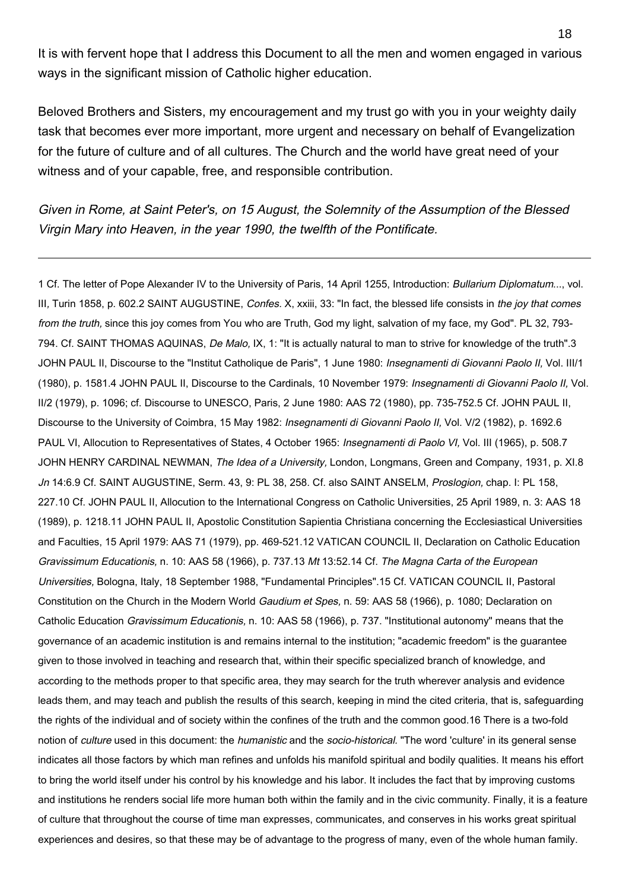It is with fervent hope that I address this Document to all the men and women engaged in various ways in the significant mission of Catholic higher education.

Beloved Brothers and Sisters, my encouragement and my trust go with you in your weighty daily task that becomes ever more important, more urgent and necessary on behalf of Evangelization for the future of culture and of all cultures. The Church and the world have great need of your witness and of your capable, free, and responsible contribution.

*Given in Rome, at Saint Peter's, on 15 August, the Solemnity of the Assumption of the Blessed Virgin Mary into Heaven, in the year 1990, the twelfth of the Pontificate.*

---

1 Cf. The letter of Pope Alexander IV to the University of Paris, 14 April 1255, Introduction: *Bullarium Diplomatum...*, vol. III, Turin 1858, p. 602.2 SAINT AUGUSTINE, *Confes.* X, xxiii, 33: "In fact, the blessed life consists in *the joy that comes from the truth,* since this joy comes from You who are Truth, God my light, salvation of my face, my God". PL 32, 793-794. Cf. SAINT THOMAS AQUINAS, *De Malo,* IX, 1: "It is actually natural to man to strive for knowledge of the truth".3 JOHN PAUL II, Discourse to the "Institut Catholique de Paris", 1 June 1980: *Insegnamenti di Giovanni Paolo II,* Vol. III/1 (1980), p. 1581.4 JOHN PAUL II, Discourse to the Cardinals, 10 November 1979: *Insegnamenti di Giovanni Paolo II,* Vol. II/2 (1979), p. 1096; cf. Discourse to UNESCO, Paris, 2 June 1980: AAS 72 (1980), pp. 735-752.5 Cf. JOHN PAUL II, Discourse to the University of Coimbra, 15 May 1982: *Insegnamenti di Giovanni Paolo II,* Vol. V/2 (1982), p. 1692.6 PAUL VI, Allocution to Representatives of States, 4 October 1965: *Insegnamenti di Paolo VI,* Vol. III (1965), p. 508.7 JOHN HENRY CARDINAL NEWMAN, *The Idea of a University,* London, Longmans, Green and Company, 1931, p. XI.8 *Jn* 14:6.9 Cf. SAINT AUGUSTINE, Serm. 43, 9: PL 38, 258. Cf. also SAINT ANSELM, *Proslogion,* chap. I: PL 158, 227.10 Cf. JOHN PAUL II, Allocution to the International Congress on Catholic Universities, 25 April 1989, n. 3: AAS 18 (1989), p. 1218.11 JOHN PAUL II, Apostolic Constitution Sapientia Christiana concerning the Ecclesiastical Universities and Faculties, 15 April 1979: AAS 71 (1979), pp. 469-521.12 VATICAN COUNCIL II, Declaration on Catholic Education *Gravissimum Educationis,* n. 10: AAS 58 (1966), p. 737.13 *Mt* 13:52.14 Cf. *The Magna Carta of the European Universities,* Bologna, Italy, 18 September 1988, "Fundamental Principles".15 Cf. VATICAN COUNCIL II, Pastoral Constitution on the Church in the Modern World *Gaudium et Spes,* n. 59: AAS 58 (1966), p. 1080; Declaration on Catholic Education *Gravissimum Educationis,* n. 10: AAS 58 (1966), p. 737. "Institutional autonomy" means that the governance of an academic institution is and remains internal to the institution; "academic freedom" is the guarantee given to those involved in teaching and research that, within their specific specialized branch of knowledge, and according to the methods proper to that specific area, they may search for the truth wherever analysis and evidence leads them, and may teach and publish the results of this search, keeping in mind the cited criteria, that is, safeguarding the rights of the individual and of society within the confines of the truth and the common good.16 There is a two-fold notion of *culture* used in this document: the *humanistic* and the *socio-historical.* "The word 'culture' in its general sense indicates all those factors by which man refines and unfolds his manifold spiritual and bodily qualities. It means his effort to bring the world itself under his control by his knowledge and his labor. It includes the fact that by improving customs and institutions he renders social life more human both within the family and in the civic community. Finally, it is a feature of culture that throughout the course of time man expresses, communicates, and conserves in his works great spiritual experiences and desires, so that these may be of advantage to the progress of many, even of the whole human family.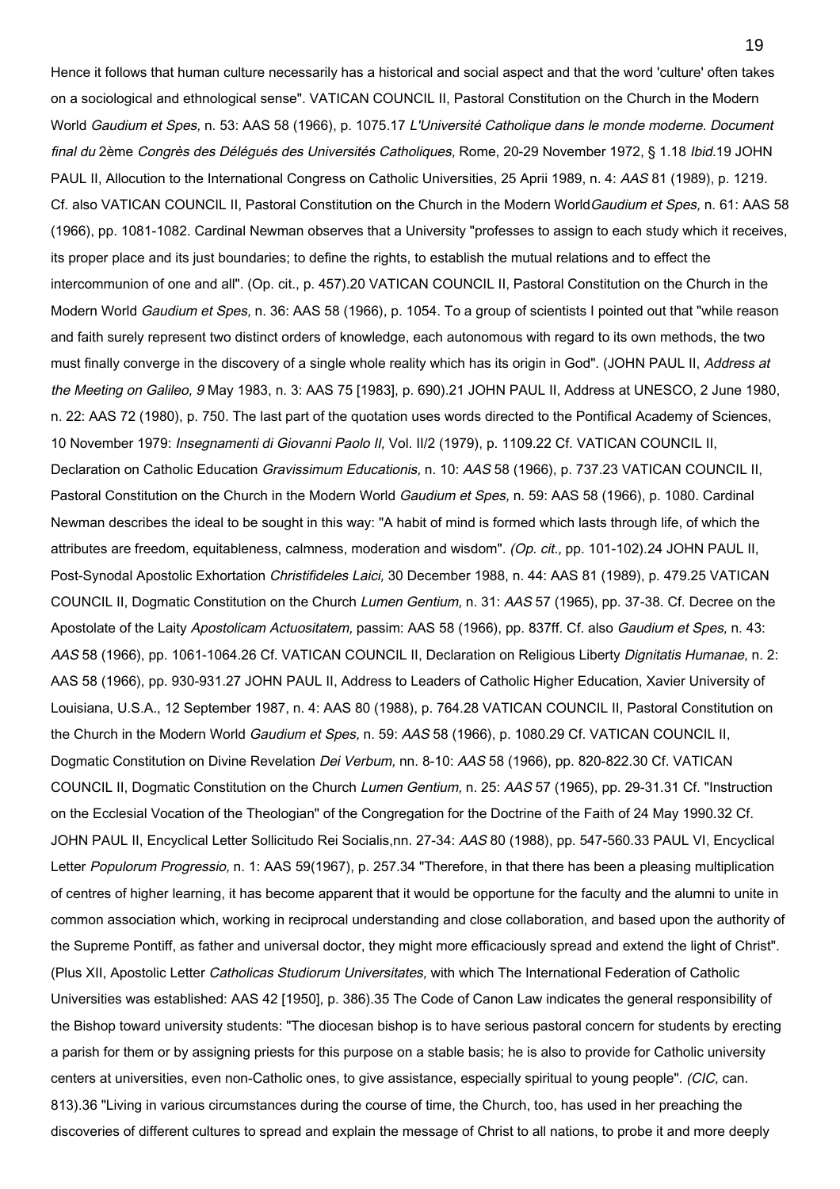Hence it follows that human culture necessarily has a historical and social aspect and that the word 'culture' often takes on a sociological and ethnological sense". VATICAN COUNCIL II, Pastoral Constitution on the Church in the Modern World *Gaudium et Spes,* n. 53: AAS 58 (1966), p. 1075.17 *L'Université Catholique dans le monde moderne. Document final du* 2ème *Congrès des Délégués des Universités Catholiques,* Rome, 20-29 November 1972, § 1.18 *Ibid.*19 JOHN PAUL II, Allocution to the International Congress on Catholic Universities, 25 Aprii 1989, n. 4: *AAS* 81 (1989), p. 1219. Cf. also VATICAN COUNCIL II, Pastoral Constitution on the Church in the Modern World*Gaudium et Spes,* n. 61: AAS 58 (1966), pp. 1081-1082. Cardinal Newman observes that a University "professes to assign to each study which it receives, its proper place and its just boundaries; to define the rights, to establish the mutual relations and to effect the intercommunion of one and all". (Op. cit., p. 457).20 VATICAN COUNCIL II, Pastoral Constitution on the Church in the Modern World *Gaudium et Spes,* n. 36: AAS 58 (1966), p. 1054. To a group of scientists I pointed out that "while reason and faith surely represent two distinct orders of knowledge, each autonomous with regard to its own methods, the two must finally converge in the discovery of a single whole reality which has its origin in God". (JOHN PAUL II, *Address at the Meeting on Galileo, 9* May 1983, n. 3: AAS 75 [1983], p. 690).21 JOHN PAUL II, Address at UNESCO, 2 June 1980, n. 22: AAS 72 (1980), p. 750. The last part of the quotation uses words directed to the Pontifical Academy of Sciences, 10 November 1979: *Insegnamenti di Giovanni Paolo II,* Vol. II/2 (1979), p. 1109.22 Cf. VATICAN COUNCIL II, Declaration on Catholic Education *Gravissimum Educationis,* n. 10: *AAS* 58 (1966), p. 737.23 VATICAN COUNCIL II, Pastoral Constitution on the Church in the Modern World *Gaudium et Spes,* n. 59: AAS 58 (1966), p. 1080. Cardinal Newman describes the ideal to be sought in this way: "A habit of mind is formed which lasts through life, of which the attributes are freedom, equitableness, calmness, moderation and wisdom". *(Op. cit.,* pp. 101-102).24 JOHN PAUL II, Post-Synodal Apostolic Exhortation *Christifideles Laici,* 30 December 1988, n. 44: AAS 81 (1989), p. 479.25 VATICAN COUNCIL II, Dogmatic Constitution on the Church *Lumen Gentium,* n. 31: *AAS* 57 (1965), pp. 37-38. Cf. Decree on the Apostolate of the Laity *Apostolicam Actuositatem,* passim: AAS 58 (1966), pp. 837ff. Cf. also *Gaudium et Spes,* n. 43: *AAS* 58 (1966), pp. 1061-1064.26 Cf. VATICAN COUNCIL II, Declaration on Religious Liberty *Dignitatis Humanae,* n. 2: AAS 58 (1966), pp. 930-931.27 JOHN PAUL II, Address to Leaders of Catholic Higher Education, Xavier University of Louisiana, U.S.A., 12 September 1987, n. 4: AAS 80 (1988), p. 764.28 VATICAN COUNCIL II, Pastoral Constitution on the Church in the Modern World *Gaudium et Spes,* n. 59: *AAS* 58 (1966), p. 1080.29 Cf. VATICAN COUNCIL II, Dogmatic Constitution on Divine Revelation *Dei Verbum,* nn. 8-10: *AAS* 58 (1966), pp. 820-822.30 Cf. VATICAN COUNCIL II, Dogmatic Constitution on the Church *Lumen Gentium,* n. 25: *AAS* 57 (1965), pp. 29-31.31 Cf. "Instruction on the Ecclesial Vocation of the Theologian" of the Congregation for the Doctrine of the Faith of 24 May 1990.32 Cf. JOHN PAUL II, Encyclical Letter Sollicitudo Rei Socialis,nn. 27-34: *AAS* 80 (1988), pp. 547-560.33 PAUL VI, Encyclical Letter *Populorum Progressio,* n. 1: AAS 59(1967), p. 257.34 "Therefore, in that there has been a pleasing multiplication of centres of higher learning, it has become apparent that it would be opportune for the faculty and the alumni to unite in common association which, working in reciprocal understanding and close collaboration, and based upon the authority of the Supreme Pontiff, as father and universal doctor, they might more efficaciously spread and extend the light of Christ". (Plus XII, Apostolic Letter *Catholicas Studiorum Universitates,* with which The International Federation of Catholic Universities was established: AAS 42 [1950], p. 386).35 The Code of Canon Law indicates the general responsibility of the Bishop toward university students: "The diocesan bishop is to have serious pastoral concern for students by erecting a parish for them or by assigning priests for this purpose on a stable basis; he is also to provide for Catholic university centers at universities, even non-Catholic ones, to give assistance, especially spiritual to young people". *(CIC,* can. 813).36 "Living in various circumstances during the course of time, the Church, too, has used in her preaching the discoveries of different cultures to spread and explain the message of Christ to all nations, to probe it and more deeply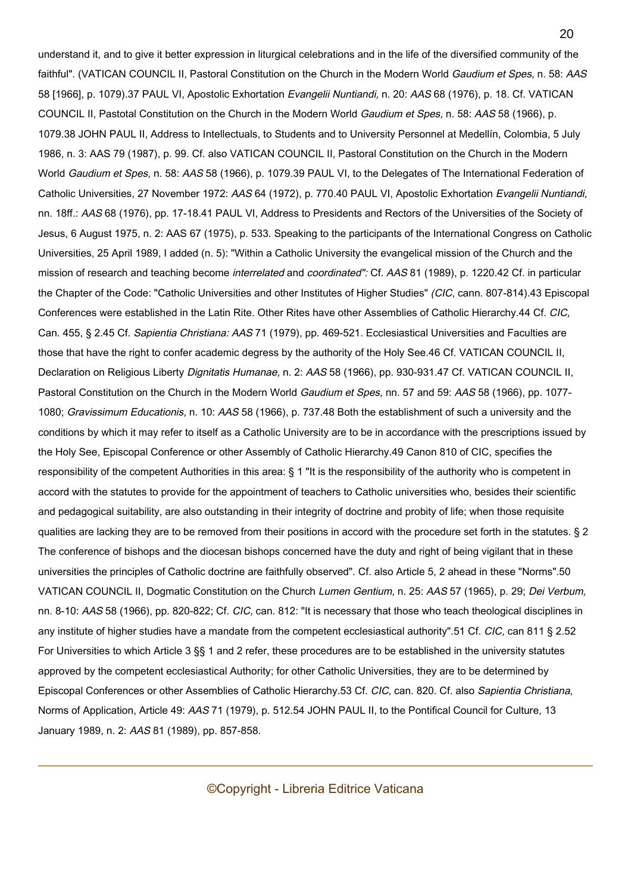understand it, and to give it better expression in liturgical celebrations and in the life of the diversified community of the faithful". (VATICAN COUNCIL II, Pastoral Constitution on the Church in the Modern World *Gaudium et Spes,* n. 58: *AAS* 58 [1966], p. 1079).37 PAUL VI, Apostolic Exhortation *Evangelii Nuntiandi,* n. 20: *AAS* 68 (1976), p. 18. Cf. VATICAN COUNCIL II, Pastotal Constitution on the Church in the Modern World *Gaudium et Spes,* n. 58: *AAS* 58 (1966), p. 1079.38 JOHN PAUL II, Address to Intellectuals, to Students and to University Personnel at Medellín, Colombia, 5 July 1986, n. 3: AAS 79 (1987), p. 99. Cf. also VATICAN COUNCIL II, Pastoral Constitution on the Church in the Modern World *Gaudium et Spes,* n. 58: *AAS* 58 (1966), p. 1079.39 PAUL VI, to the Delegates of The International Federation of Catholic Universities, 27 November 1972: *AAS* 64 (1972), p. 770.40 PAUL VI, Apostolic Exhortation *Evangelii Nuntiandi,* nn. 18ff.: *AAS* 68 (1976), pp. 17-18.41 PAUL VI, Address to Presidents and Rectors of the Universities of the Society of Jesus, 6 August 1975, n. 2: AAS 67 (1975), p. 533. Speaking to the participants of the International Congress on Catholic Universities, 25 April 1989, I added (n. 5): "Within a Catholic University the evangelical mission of the Church and the mission of research and teaching become *interrelated* and *coordinated":* Cf. *AAS* 81 (1989), p. 1220.42 Cf. in particular the Chapter of the Code: "Catholic Universities and other Institutes of Higher Studies" *(CIC*, cann. 807-814).43 Episcopal Conferences were established in the Latin Rite. Other Rites have other Assemblies of Catholic Hierarchy.44 Cf. *CIC,* Can. 455, § 2.45 Cf. *Sapientia Christiana: AAS* 71 (1979), pp. 469-521. Ecclesiastical Universities and Faculties are those that have the right to confer academic degress by the authority of the Holy See.46 Cf. VATICAN COUNCIL II, Declaration on Religious Liberty *Dignitatis Humanae,* n. 2: *AAS* 58 (1966), pp. 930-931.47 Cf. VATICAN COUNCIL II, Pastoral Constitution on the Church in the Modern World *Gaudium et Spes,* nn. 57 and 59: *AAS* 58 (1966), pp. 1077-1080; *Gravissimum Educationis,* n. 10: *AAS* 58 (1966), p. 737.48 Both the establishment of such a university and the conditions by which it may refer to itself as a Catholic University are to be in accordance with the prescriptions issued by the Holy See, Episcopal Conference or other Assembly of Catholic Hierarchy.49 Canon 810 of CIC, specifies the responsibility of the competent Authorities in this area: § 1 "It is the responsibility of the authority who is competent in accord with the statutes to provide for the appointment of teachers to Catholic universities who, besides their scientific and pedagogical suitability, are also outstanding in their integrity of doctrine and probity of life; when those requisite qualities are lacking they are to be removed from their positions in accord with the procedure set forth in the statutes. § 2 The conference of bishops and the diocesan bishops concerned have the duty and right of being vigilant that in these universities the principles of Catholic doctrine are faithfully observed". Cf. also Article 5, 2 ahead in these "Norms".50 VATICAN COUNCIL II, Dogmatic Constitution on the Church *Lumen Gentium,* n. 25: *AAS* 57 (1965), p. 29; *Dei Verbum,* nn. 8-10: *AAS* 58 (1966), pp. 820-822; Cf. *CIC,* can. 812: "It is necessary that those who teach theological disciplines in any institute of higher studies have a mandate from the competent ecclesiastical authority".51 Cf. *CIC,* can 811 § 2.52 For Universities to which Article 3 §§ 1 and 2 refer, these procedures are to be established in the university statutes approved by the competent ecclesiastical Authority; for other Catholic Universities, they are to be determined by Episcopal Conferences or other Assemblies of Catholic Hierarchy.53 Cf. *CIC,* can. 820. Cf. also *Sapientia Christiana*, Norms of Application, Article 49: *AAS* 71 (1979), p. 512.54 JOHN PAUL II, to the Pontifical Council for Culture, 13 January 1989, n. 2: *AAS* 81 (1989), pp. 857-858.

---

©Copyright - Libreria Editrice Vaticana